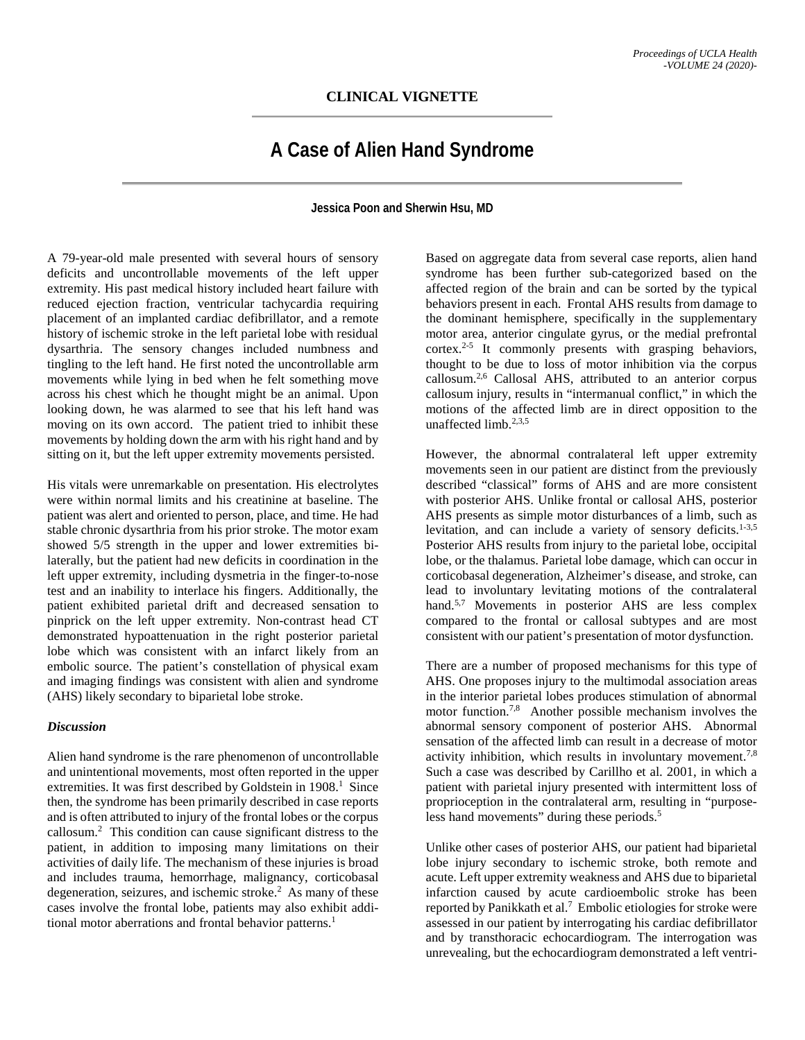## CLINICAL VIGNETTE

# A Case of Alien Hand Syndrome

**Jessica Poon and Sherwin Hsu, MD**

A 79-year-old male presented with several hours of sensory deficits and uncontrollable movements of the left upper extremity. His past medical history included heart failure with reduced ejection fraction, ventricular tachycardia requiring placement of an implanted cardiac defibrillator, and a remote history of ischemic stroke in the left parietal lobe with residual dysarthria. The sensory changes included numbness and tingling to the left hand. He first noted the uncontrollable arm movements while lying in bed when he felt something move across his chest which he thought might be an animal. Upon looking down, he was alarmed to see that his left hand was moving on its own accord. The patient tried to inhibit these movements by holding down the arm with his right hand and by sitting on it, but the left upper extremity movements persisted.

His vitals were unremarkable on presentation. His electrolytes were within normal limits and his creatinine at baseline. The patient was alert and oriented to person, place, and time. He had stable chronic dysarthria from his prior stroke. The motor exam showed 5/5 strength in the upper and lower extremities bilaterally, but the patient had new deficits in coordination in the left upper extremity, including dysmetria in the finger-to-nose test and an inability to interlace his fingers. Additionally, the patient exhibited parietal drift and decreased sensation to pinprick on the left upper extremity. Non-contrast head CT demonstrated hypoattenuation in the right posterior parietal lobe which was consistent with an infarct likely from an embolic source. The patient's constellation of physical exam and imaging findings was consistent with alien and syndrome (AHS) likely secondary to biparietal lobe stroke.

### *Discussion*

Alien hand syndrome is the rare phenomenon of uncontrollable and unintentional movements, most often reported in the upper extremities. It was first described by Goldstein in 1908.[1] Since then, the syndrome has been primarily described in case reports and is often attributed to injury of the frontal lobes or the corpus callosum.[2] This condition can cause significant distress to the patient, in addition to imposing many limitations on their activities of daily life. The mechanism of these injuries is broad and includes trauma, hemorrhage, malignancy, corticobasal degeneration, seizures, and ischemic stroke.[2] As many of these cases involve the frontal lobe, patients may also exhibit additional motor aberrations and frontal behavior patterns.[1]

Based on aggregate data from several case reports, alien hand syndrome has been further sub-categorized based on the affected region of the brain and can be sorted by the typical behaviors present in each. Frontal AHS results from damage to the dominant hemisphere, specifically in the supplementary motor area, anterior cingulate gyrus, or the medial prefrontal cortex.[2-5] It commonly presents with grasping behaviors, thought to be due to loss of motor inhibition via the corpus callosum.[2,6] Callosal AHS, attributed to an anterior corpus callosum injury, results in "intermanual conflict," in which the motions of the affected limb are in direct opposition to the unaffected limb.[2,3,5]

However, the abnormal contralateral left upper extremity movements seen in our patient are distinct from the previously described "classical" forms of AHS and are more consistent with posterior AHS. Unlike frontal or callosal AHS, posterior AHS presents as simple motor disturbances of a limb, such as levitation, and can include a variety of sensory deficits.[1-3,5] Posterior AHS results from injury to the parietal lobe, occipital lobe, or the thalamus. Parietal lobe damage, which can occur in corticobasal degeneration, Alzheimer's disease, and stroke, can lead to involuntary levitating motions of the contralateral hand.[5,7] Movements in posterior AHS are less complex compared to the frontal or callosal subtypes and are most consistent with our patient's presentation of motor dysfunction.

There are a number of proposed mechanisms for this type of AHS. One proposes injury to the multimodal association areas in the interior parietal lobes produces stimulation of abnormal motor function.[7,8] Another possible mechanism involves the abnormal sensory component of posterior AHS. Abnormal sensation of the affected limb can result in a decrease of motor activity inhibition, which results in involuntary movement.[7,8] Such a case was described by Carillho et al. 2001, in which a patient with parietal injury presented with intermittent loss of proprioception in the contralateral arm, resulting in "purposeless hand movements" during these periods.[5]

Unlike other cases of posterior AHS, our patient had biparietal lobe injury secondary to ischemic stroke, both remote and acute. Left upper extremity weakness and AHS due to biparietal infarction caused by acute cardioembolic stroke has been reported by Panikkath et al.[7] Embolic etiologies for stroke were assessed in our patient by interrogating his cardiac defibrillator and by transthoracic echocardiogram. The interrogation was unrevealing, but the echocardiogram demonstrated a left ventri-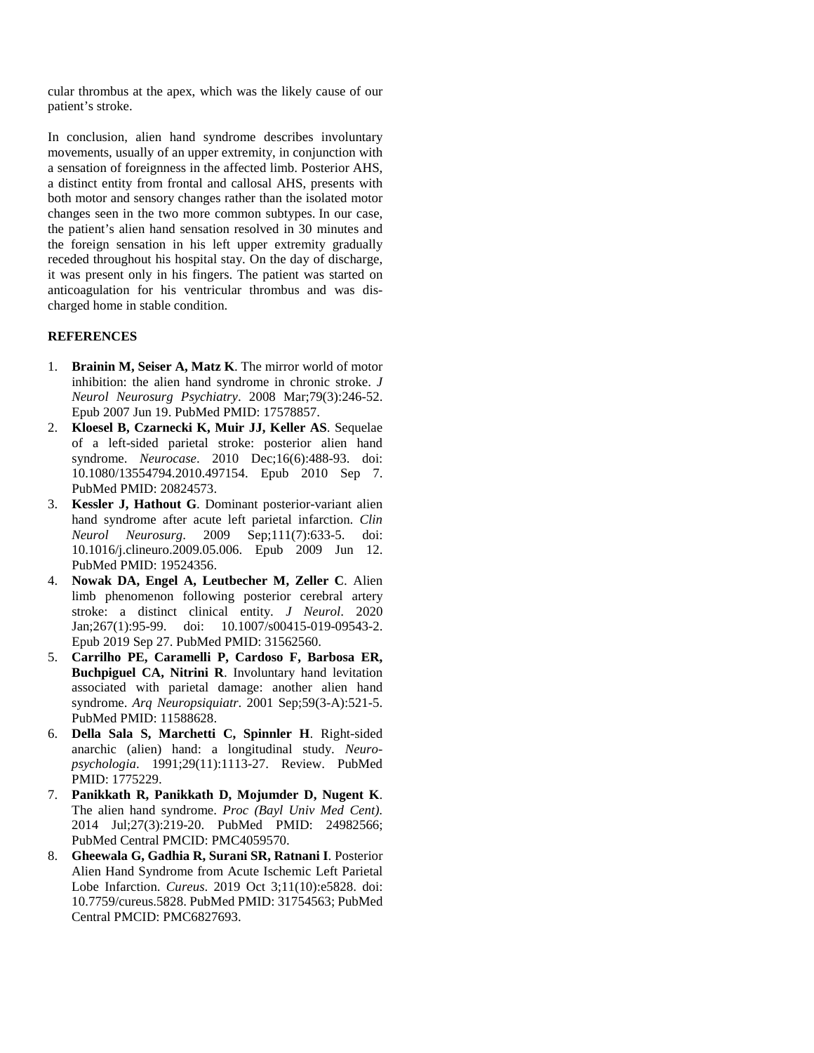cular thrombus at the apex, which was the likely cause of our patient's stroke.

In conclusion, alien hand syndrome describes involuntary movements, usually of an upper extremity, in conjunction with a sensation of foreignness in the affected limb. Posterior AHS, a distinct entity from frontal and callosal AHS, presents with both motor and sensory changes rather than the isolated motor changes seen in the two more common subtypes. In our case, the patient's alien hand sensation resolved in 30 minutes and the foreign sensation in his left upper extremity gradually receded throughout his hospital stay. On the day of discharge, it was present only in his fingers. The patient was started on anticoagulation for his ventricular thrombus and was discharged home in stable condition.

## REFERENCES

1. **Brainin M, Seiser A, Matz K**. The mirror world of motor inhibition: the alien hand syndrome in chronic stroke. *J Neurol Neurosurg Psychiatry*. 2008 Mar;79(3):246-52. Epub 2007 Jun 19. PubMed PMID: 17578857.
2. **Kloesel B, Czarnecki K, Muir JJ, Keller AS**. Sequelae of a left-sided parietal stroke: posterior alien hand syndrome. *Neurocase*. 2010 Dec;16(6):488-93. doi: 10.1080/13554794.2010.497154. Epub 2010 Sep 7. PubMed PMID: 20824573.
3. **Kessler J, Hathout G**. Dominant posterior-variant alien hand syndrome after acute left parietal infarction. *Clin Neurol Neurosurg*. 2009 Sep;111(7):633-5. doi: 10.1016/j.clineuro.2009.05.006. Epub 2009 Jun 12. PubMed PMID: 19524356.
4. **Nowak DA, Engel A, Leutbecher M, Zeller C**. Alien limb phenomenon following posterior cerebral artery stroke: a distinct clinical entity. *J Neurol*. 2020 Jan;267(1):95-99. doi: 10.1007/s00415-019-09543-2. Epub 2019 Sep 27. PubMed PMID: 31562560.
5. **Carrilho PE, Caramelli P, Cardoso F, Barbosa ER, Buchpiguel CA, Nitrini R**. Involuntary hand levitation associated with parietal damage: another alien hand syndrome. *Arq Neuropsiquiatr*. 2001 Sep;59(3-A):521-5. PubMed PMID: 11588628.
6. **Della Sala S, Marchetti C, Spinnler H**. Right-sided anarchic (alien) hand: a longitudinal study. *Neuropsychologia*. 1991;29(11):1113-27. Review. PubMed PMID: 1775229.
7. **Panikkath R, Panikkath D, Mojumder D, Nugent K**. The alien hand syndrome. *Proc (Bayl Univ Med Cent)*. 2014 Jul;27(3):219-20. PubMed PMID: 24982566; PubMed Central PMCID: PMC4059570.
8. **Gheewala G, Gadhia R, Surani SR, Ratnani I**. Posterior Alien Hand Syndrome from Acute Ischemic Left Parietal Lobe Infarction. *Cureus*. 2019 Oct 3;11(10):e5828. doi: 10.7759/cureus.5828. PubMed PMID: 31754563; PubMed Central PMCID: PMC6827693.